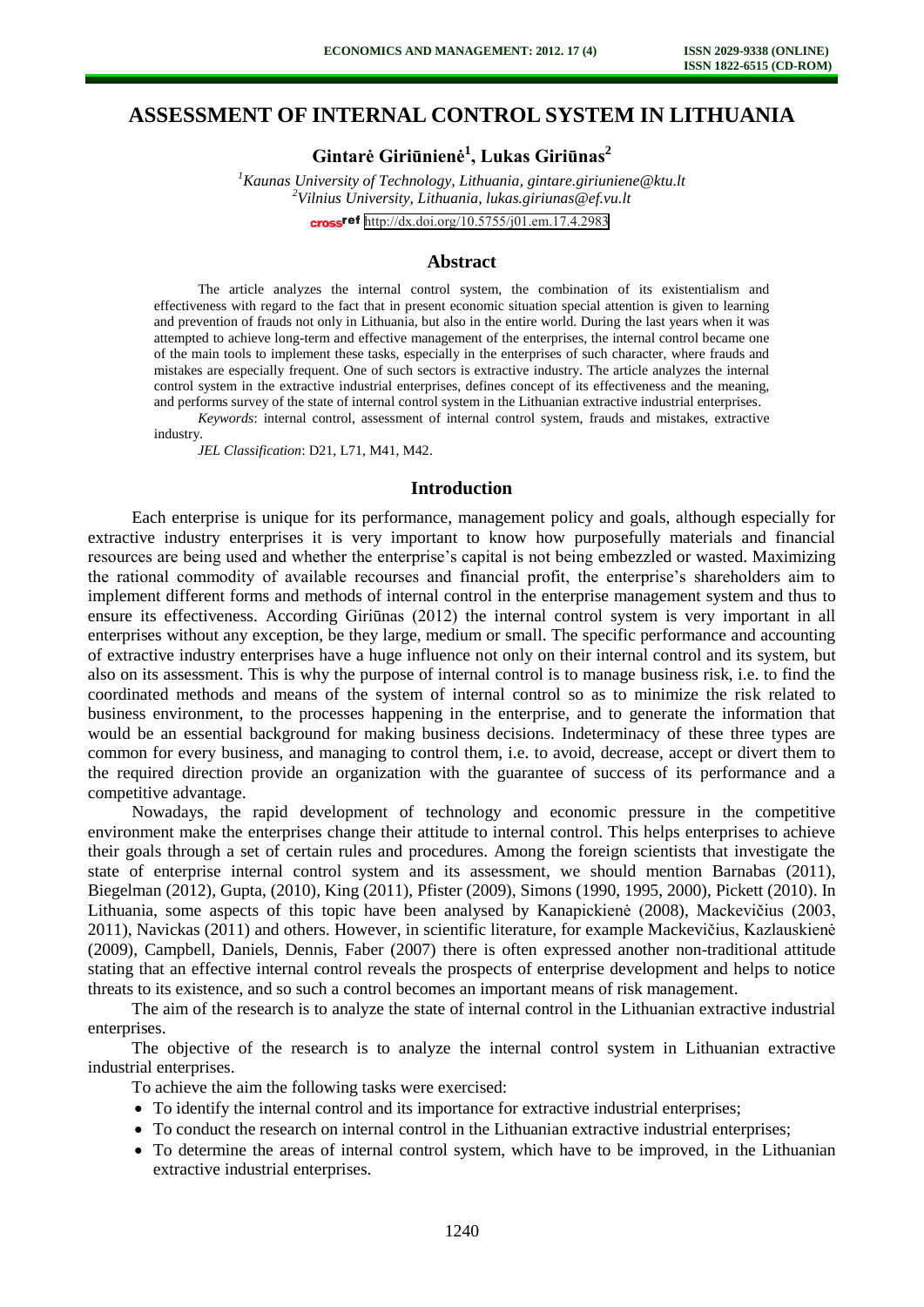# ASSESSMENT OF INTERNAL CONTROL SYSTEM IN LITHUANIA

**Gintarė Giriūnienė[1], Lukas Giriūnas[2]**

*[1]Kaunas University of Technology, Lithuania, gintare.giriuniene@ktu.lt*
*[2]Vilnius University, Lithuania, lukas.giriunas@ef.vu.lt*

http://dx.doi.org/10.5755/j01.em.17.4.2983

## Abstract

The article analyzes the internal control system, the combination of its existentialism and effectiveness with regard to the fact that in present economic situation special attention is given to learning and prevention of frauds not only in Lithuania, but also in the entire world. During the last years when it was attempted to achieve long-term and effective management of the enterprises, the internal control became one of the main tools to implement these tasks, especially in the enterprises of such character, where frauds and mistakes are especially frequent. One of such sectors is extractive industry. The article analyzes the internal control system in the extractive industrial enterprises, defines concept of its effectiveness and the meaning, and performs survey of the state of internal control system in the Lithuanian extractive industrial enterprises.

*Keywords*: internal control, assessment of internal control system, frauds and mistakes, extractive industry.

*JEL Classification*: D21, L71, M41, M42.

## Introduction

Each enterprise is unique for its performance, management policy and goals, although especially for extractive industry enterprises it is very important to know how purposefully materials and financial resources are being used and whether the enterprise's capital is not being embezzled or wasted. Maximizing the rational commodity of available recourses and financial profit, the enterprise's shareholders aim to implement different forms and methods of internal control in the enterprise management system and thus to ensure its effectiveness. According Giriūnas (2012) the internal control system is very important in all enterprises without any exception, be they large, medium or small. The specific performance and accounting of extractive industry enterprises have a huge influence not only on their internal control and its system, but also on its assessment. This is why the purpose of internal control is to manage business risk, i.e. to find the coordinated methods and means of the system of internal control so as to minimize the risk related to business environment, to the processes happening in the enterprise, and to generate the information that would be an essential background for making business decisions. Indeterminacy of these three types are common for every business, and managing to control them, i.e. to avoid, decrease, accept or divert them to the required direction provide an organization with the guarantee of success of its performance and a competitive advantage.

Nowadays, the rapid development of technology and economic pressure in the competitive environment make the enterprises change their attitude to internal control. This helps enterprises to achieve their goals through a set of certain rules and procedures. Among the foreign scientists that investigate the state of enterprise internal control system and its assessment, we should mention Barnabas (2011), Biegelman (2012), Gupta, (2010), King (2011), Pfister (2009), Simons (1990, 1995, 2000), Pickett (2010). In Lithuania, some aspects of this topic have been analysed by Kanapickienė (2008), Mackevičius (2003, 2011), Navickas (2011) and others. However, in scientific literature, for example Mackevičius, Kazlauskienė (2009), Campbell, Daniels, Dennis, Faber (2007) there is often expressed another non-traditional attitude stating that an effective internal control reveals the prospects of enterprise development and helps to notice threats to its existence, and so such a control becomes an important means of risk management.

The aim of the research is to analyze the state of internal control in the Lithuanian extractive industrial enterprises.

The objective of the research is to analyze the internal control system in Lithuanian extractive industrial enterprises.

To achieve the aim the following tasks were exercised:

- To identify the internal control and its importance for extractive industrial enterprises;
- To conduct the research on internal control in the Lithuanian extractive industrial enterprises;
- To determine the areas of internal control system, which have to be improved, in the Lithuanian extractive industrial enterprises.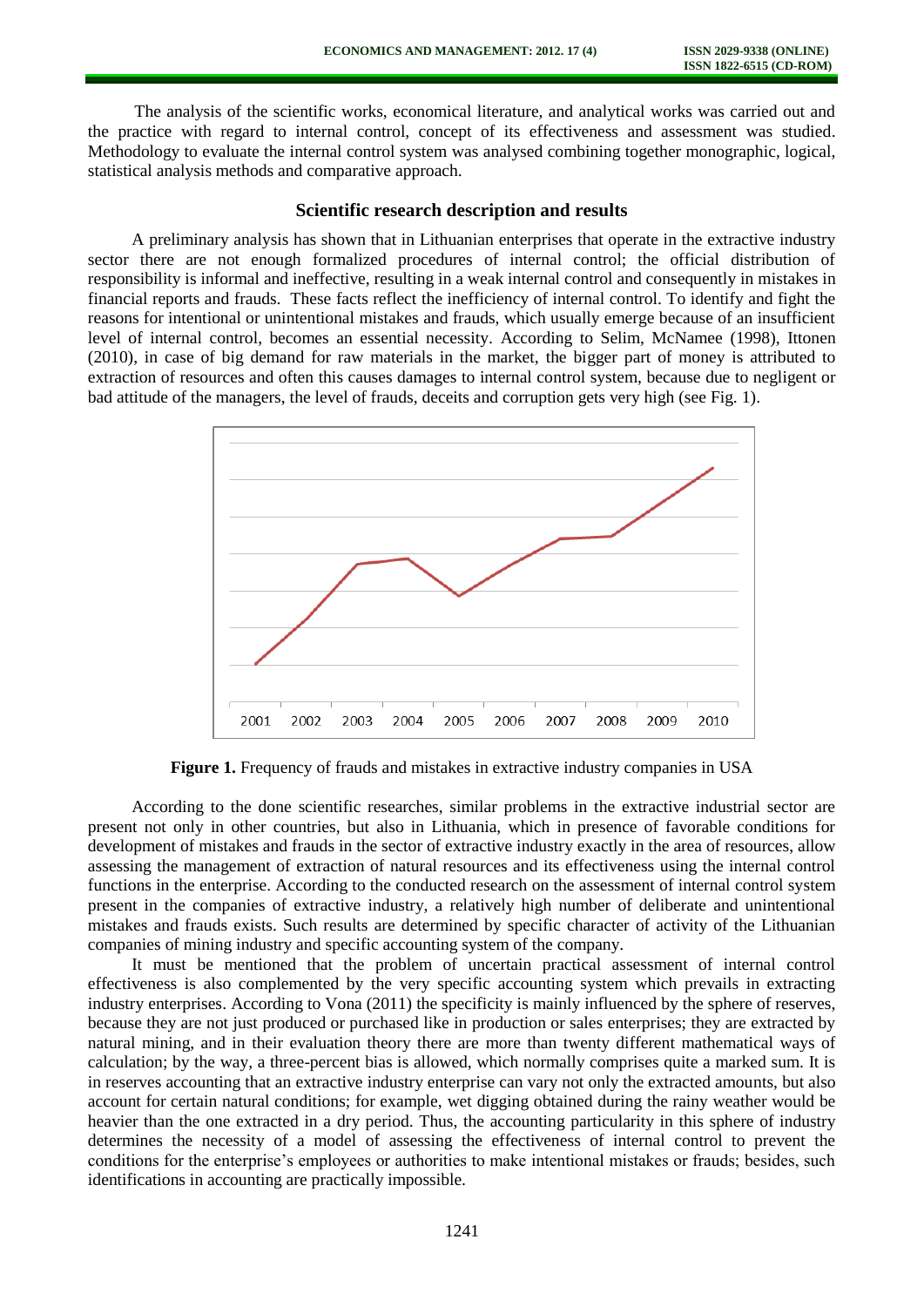The analysis of the scientific works, economical literature, and analytical works was carried out and the practice with regard to internal control, concept of its effectiveness and assessment was studied. Methodology to evaluate the internal control system was analysed combining together monographic, logical, statistical analysis methods and comparative approach.

## Scientific research description and results

A preliminary analysis has shown that in Lithuanian enterprises that operate in the extractive industry sector there are not enough formalized procedures of internal control; the official distribution of responsibility is informal and ineffective, resulting in a weak internal control and consequently in mistakes in financial reports and frauds. These facts reflect the inefficiency of internal control. To identify and fight the reasons for intentional or unintentional mistakes and frauds, which usually emerge because of an insufficient level of internal control, becomes an essential necessity. According to Selim, McNamee (1998), Ittonen (2010), in case of big demand for raw materials in the market, the bigger part of money is attributed to extraction of resources and often this causes damages to internal control system, because due to negligent or bad attitude of the managers, the level of frauds, deceits and corruption gets very high (see Fig. 1).

**Figure 1.** Frequency of frauds and mistakes in extractive industry companies in USA

According to the done scientific researches, similar problems in the extractive industrial sector are present not only in other countries, but also in Lithuania, which in presence of favorable conditions for development of mistakes and frauds in the sector of extractive industry exactly in the area of resources, allow assessing the management of extraction of natural resources and its effectiveness using the internal control functions in the enterprise. According to the conducted research on the assessment of internal control system present in the companies of extractive industry, a relatively high number of deliberate and unintentional mistakes and frauds exists. Such results are determined by specific character of activity of the Lithuanian companies of mining industry and specific accounting system of the company.

It must be mentioned that the problem of uncertain practical assessment of internal control effectiveness is also complemented by the very specific accounting system which prevails in extracting industry enterprises. According to Vona (2011) the specificity is mainly influenced by the sphere of reserves, because they are not just produced or purchased like in production or sales enterprises; they are extracted by natural mining, and in their evaluation theory there are more than twenty different mathematical ways of calculation; by the way, a three-percent bias is allowed, which normally comprises quite a marked sum. It is in reserves accounting that an extractive industry enterprise can vary not only the extracted amounts, but also account for certain natural conditions; for example, wet digging obtained during the rainy weather would be heavier than the one extracted in a dry period. Thus, the accounting particularity in this sphere of industry determines the necessity of a model of assessing the effectiveness of internal control to prevent the conditions for the enterprise's employees or authorities to make intentional mistakes or frauds; besides, such identifications in accounting are practically impossible.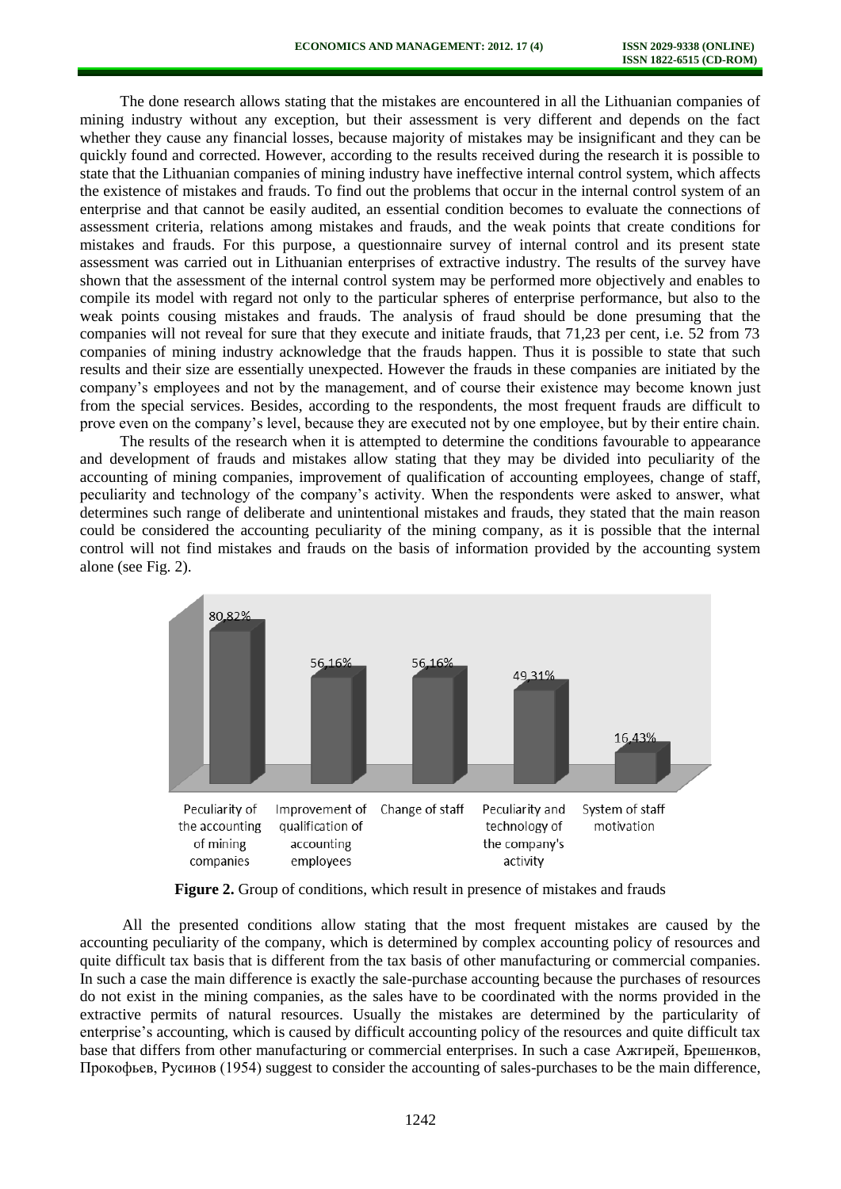The done research allows stating that the mistakes are encountered in all the Lithuanian companies of mining industry without any exception, but their assessment is very different and depends on the fact whether they cause any financial losses, because majority of mistakes may be insignificant and they can be quickly found and corrected. However, according to the results received during the research it is possible to state that the Lithuanian companies of mining industry have ineffective internal control system, which affects the existence of mistakes and frauds. To find out the problems that occur in the internal control system of an enterprise and that cannot be easily audited, an essential condition becomes to evaluate the connections of assessment criteria, relations among mistakes and frauds, and the weak points that create conditions for mistakes and frauds. For this purpose, a questionnaire survey of internal control and its present state assessment was carried out in Lithuanian enterprises of extractive industry. The results of the survey have shown that the assessment of the internal control system may be performed more objectively and enables to compile its model with regard not only to the particular spheres of enterprise performance, but also to the weak points cousing mistakes and frauds. The analysis of fraud should be done presuming that the companies will not reveal for sure that they execute and initiate frauds, that 71,23 per cent, i.e. 52 from 73 companies of mining industry acknowledge that the frauds happen. Thus it is possible to state that such results and their size are essentially unexpected. However the frauds in these companies are initiated by the company's employees and not by the management, and of course their existence may become known just from the special services. Besides, according to the respondents, the most frequent frauds are difficult to prove even on the company's level, because they are executed not by one employee, but by their entire chain.

The results of the research when it is attempted to determine the conditions favourable to appearance and development of frauds and mistakes allow stating that they may be divided into peculiarity of the accounting of mining companies, improvement of qualification of accounting employees, change of staff, peculiarity and technology of the company's activity. When the respondents were asked to answer, what determines such range of deliberate and unintentional mistakes and frauds, they stated that the main reason could be considered the accounting peculiarity of the mining company, as it is possible that the internal control will not find mistakes and frauds on the basis of information provided by the accounting system alone (see Fig. 2).

| Condition | Share |
|---|---|
| Peculiarity of the accounting of mining companies | 80,82% |
| Improvement of qualification of accounting employees | 56,16% |
| Change of staff | 56,16% |
| Peculiarity and technology of the company's activity | 49,31% |
| System of staff motivation | 16,43% |

**Figure 2.** Group of conditions, which result in presence of mistakes and frauds

All the presented conditions allow stating that the most frequent mistakes are caused by the accounting peculiarity of the company, which is determined by complex accounting policy of resources and quite difficult tax basis that is different from the tax basis of other manufacturing or commercial companies. In such a case the main difference is exactly the sale-purchase accounting because the purchases of resources do not exist in the mining companies, as the sales have to be coordinated with the norms provided in the extractive permits of natural resources. Usually the mistakes are determined by the particularity of enterprise's accounting, which is caused by difficult accounting policy of the resources and quite difficult tax base that differs from other manufacturing or commercial enterprises. In such a case Ажгирей, Брешенков, Прокофьев, Русинов (1954) suggest to consider the accounting of sales-purchases to be the main difference,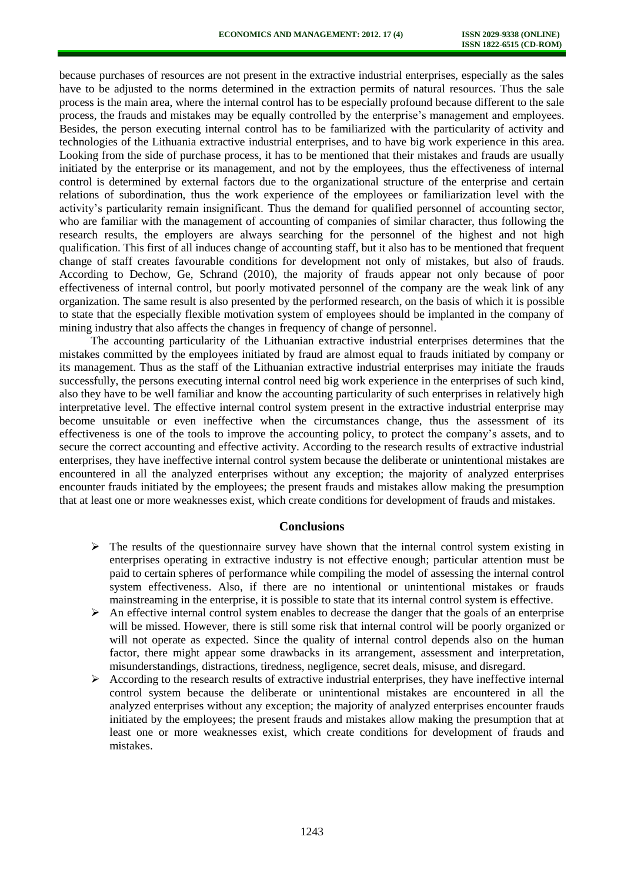because purchases of resources are not present in the extractive industrial enterprises, especially as the sales have to be adjusted to the norms determined in the extraction permits of natural resources. Thus the sale process is the main area, where the internal control has to be especially profound because different to the sale process, the frauds and mistakes may be equally controlled by the enterprise's management and employees. Besides, the person executing internal control has to be familiarized with the particularity of activity and technologies of the Lithuania extractive industrial enterprises, and to have big work experience in this area. Looking from the side of purchase process, it has to be mentioned that their mistakes and frauds are usually initiated by the enterprise or its management, and not by the employees, thus the effectiveness of internal control is determined by external factors due to the organizational structure of the enterprise and certain relations of subordination, thus the work experience of the employees or familiarization level with the activity's particularity remain insignificant. Thus the demand for qualified personnel of accounting sector, who are familiar with the management of accounting of companies of similar character, thus following the research results, the employers are always searching for the personnel of the highest and not high qualification. This first of all induces change of accounting staff, but it also has to be mentioned that frequent change of staff creates favourable conditions for development not only of mistakes, but also of frauds. According to Dechow, Ge, Schrand (2010), the majority of frauds appear not only because of poor effectiveness of internal control, but poorly motivated personnel of the company are the weak link of any organization. The same result is also presented by the performed research, on the basis of which it is possible to state that the especially flexible motivation system of employees should be implanted in the company of mining industry that also affects the changes in frequency of change of personnel.

The accounting particularity of the Lithuanian extractive industrial enterprises determines that the mistakes committed by the employees initiated by fraud are almost equal to frauds initiated by company or its management. Thus as the staff of the Lithuanian extractive industrial enterprises may initiate the frauds successfully, the persons executing internal control need big work experience in the enterprises of such kind, also they have to be well familiar and know the accounting particularity of such enterprises in relatively high interpretative level. The effective internal control system present in the extractive industrial enterprise may become unsuitable or even ineffective when the circumstances change, thus the assessment of its effectiveness is one of the tools to improve the accounting policy, to protect the company's assets, and to secure the correct accounting and effective activity. According to the research results of extractive industrial enterprises, they have ineffective internal control system because the deliberate or unintentional mistakes are encountered in all the analyzed enterprises without any exception; the majority of analyzed enterprises encounter frauds initiated by the employees; the present frauds and mistakes allow making the presumption that at least one or more weaknesses exist, which create conditions for development of frauds and mistakes.

## Conclusions

- The results of the questionnaire survey have shown that the internal control system existing in enterprises operating in extractive industry is not effective enough; particular attention must be paid to certain spheres of performance while compiling the model of assessing the internal control system effectiveness. Also, if there are no intentional or unintentional mistakes or frauds mainstreaming in the enterprise, it is possible to state that its internal control system is effective.
- An effective internal control system enables to decrease the danger that the goals of an enterprise will be missed. However, there is still some risk that internal control will be poorly organized or will not operate as expected. Since the quality of internal control depends also on the human factor, there might appear some drawbacks in its arrangement, assessment and interpretation, misunderstandings, distractions, tiredness, negligence, secret deals, misuse, and disregard.
- According to the research results of extractive industrial enterprises, they have ineffective internal control system because the deliberate or unintentional mistakes are encountered in all the analyzed enterprises without any exception; the majority of analyzed enterprises encounter frauds initiated by the employees; the present frauds and mistakes allow making the presumption that at least one or more weaknesses exist, which create conditions for development of frauds and mistakes.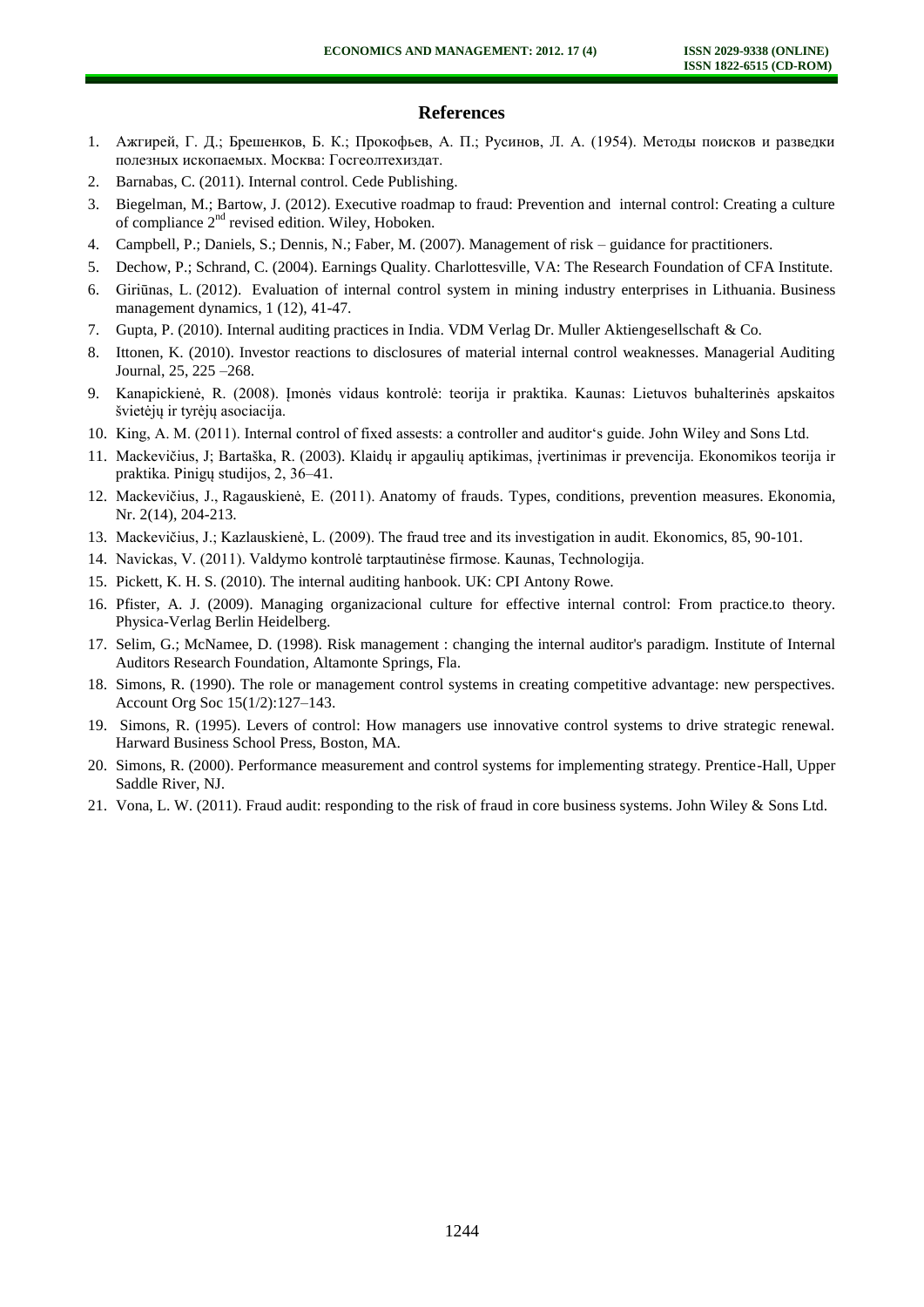## References

1. Ажгирей, Г. Д.; Брешенков, Б. К.; Прокофьев, А. П.; Русинов, Л. А. (1954). Методы поисков и разведки полезных ископаемых. Москва: Госгеолтехиздат.
2. Barnabas, C. (2011). Internal control. Cede Publishing.
3. Biegelman, M.; Bartow, J. (2012). Executive roadmap to fraud: Prevention and internal control: Creating a culture of compliance 2nd revised edition. Wiley, Hoboken.
4. Campbell, P.; Daniels, S.; Dennis, N.; Faber, M. (2007). Management of risk – guidance for practitioners.
5. Dechow, P.; Schrand, C. (2004). Earnings Quality. Charlottesville, VA: The Research Foundation of CFA Institute.
6. Giriūnas, L. (2012). Evaluation of internal control system in mining industry enterprises in Lithuania. Business management dynamics, 1 (12), 41-47.
7. Gupta, P. (2010). Internal auditing practices in India. VDM Verlag Dr. Muller Aktiengesellschaft & Co.
8. Ittonen, K. (2010). Investor reactions to disclosures of material internal control weaknesses. Managerial Auditing Journal, 25, 225 –268.
9. Kanapickienė, R. (2008). Įmonės vidaus kontrolė: teorija ir praktika. Kaunas: Lietuvos buhalterinės apskaitos švietėjų ir tyrėjų asociacija.
10. King, A. M. (2011). Internal control of fixed assests: a controller and auditor's guide. John Wiley and Sons Ltd.
11. Mackevičius, J; Bartaška, R. (2003). Klaidų ir apgaulių aptikimas, įvertinimas ir prevencija. Ekonomikos teorija ir praktika. Pinigų studijos, 2, 36–41.
12. Mackevičius, J., Ragauskienė, E. (2011). Anatomy of frauds. Types, conditions, prevention measures. Ekonomia, Nr. 2(14), 204-213.
13. Mackevičius, J.; Kazlauskienė, L. (2009). The fraud tree and its investigation in audit. Ekonomics, 85, 90-101.
14. Navickas, V. (2011). Valdymo kontrolė tarptautinėse firmose. Kaunas, Technologija.
15. Pickett, K. H. S. (2010). The internal auditing hanbook. UK: CPI Antony Rowe.
16. Pfister, A. J. (2009). Managing organizacional culture for effective internal control: From practice.to theory. Physica-Verlag Berlin Heidelberg.
17. Selim, G.; McNamee, D. (1998). Risk management : changing the internal auditor's paradigm. Institute of Internal Auditors Research Foundation, Altamonte Springs, Fla.
18. Simons, R. (1990). The role or management control systems in creating competitive advantage: new perspectives. Account Org Soc 15(1/2):127–143.
19. Simons, R. (1995). Levers of control: How managers use innovative control systems to drive strategic renewal. Harward Business School Press, Boston, MA.
20. Simons, R. (2000). Performance measurement and control systems for implementing strategy. Prentice-Hall, Upper Saddle River, NJ.
21. Vona, L. W. (2011). Fraud audit: responding to the risk of fraud in core business systems. John Wiley & Sons Ltd.